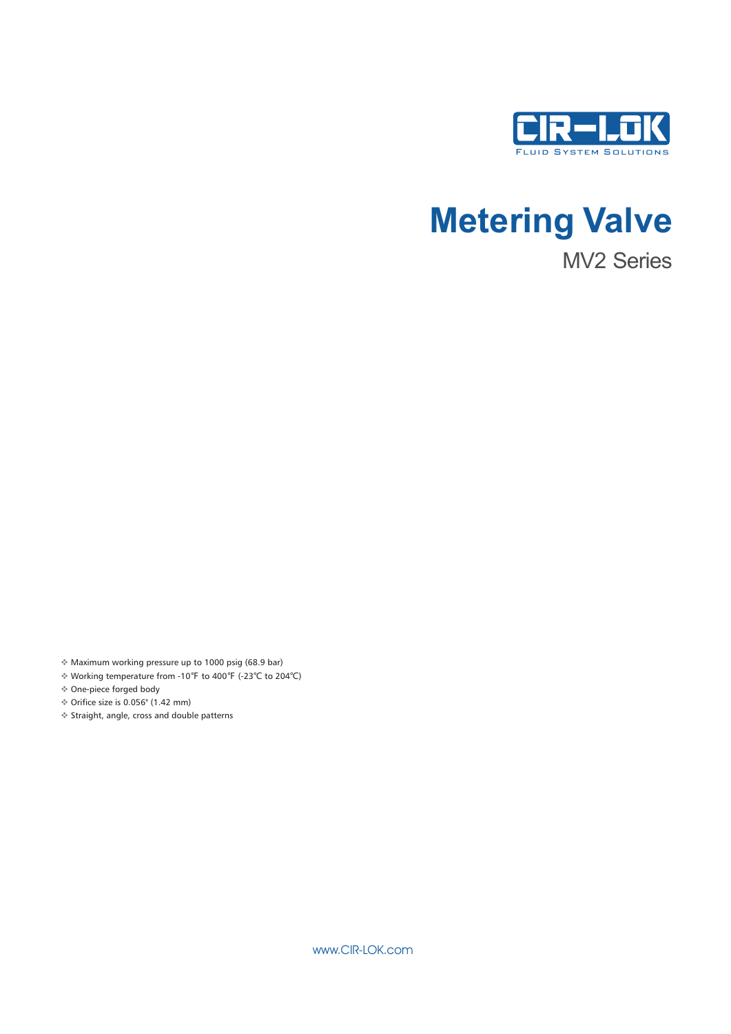CIR-LOK

FLUID SYSTEM SOLUTIONS

# Metering Valve

## MV2 Series

- Maximum working pressure up to 1000 psig (68.9 bar)
- Working temperature from -10℉ to 400℉ (-23℃ to 204℃)
- One-piece forged body
- Orifice size is 0.056" (1.42 mm)
- Straight, angle, cross and double patterns

www.CIR-LOK.com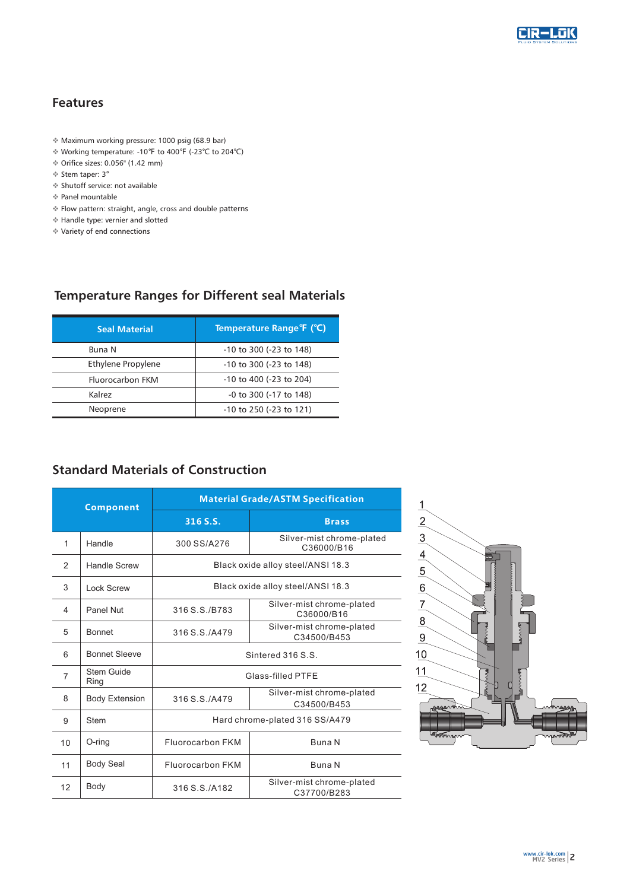## Features

- Maximum working pressure: 1000 psig (68.9 bar)
- Working temperature: -10°F to 400°F (-23℃ to 204℃)
- Orifice sizes: 0.056" (1.42 mm)
- Stem taper: 3°
- Shutoff service: not available
- Panel mountable
- Flow pattern: straight, angle, cross and double patterns
- Handle type: vernier and slotted
- Variety of end connections

## Temperature Ranges for Different seal Materials

| Seal Material | Temperature Range℉ (℃) |
|---|---|
| Buna N | -10 to 300 (-23 to 148) |
| Ethylene Propylene | -10 to 300 (-23 to 148) |
| Fluorocarbon FKM | -10 to 400 (-23 to 204) |
| Kalrez | -0 to 300 (-17 to 148) |
| Neoprene | -10 to 250 (-23 to 121) |

## Standard Materials of Construction

| | Component | Material Grade/ASTM Specification | |
|---|---|---|---|
| | | 316 S.S. | Brass |
| 1 | Handle | 300 SS/A276 | Silver-mist chrome-plated C36000/B16 |
| 2 | Handle Screw | Black oxide alloy steel/ANSI 18.3 | |
| 3 | Lock Screw | Black oxide alloy steel/ANSI 18.3 | |
| 4 | Panel Nut | 316 S.S./B783 | Silver-mist chrome-plated C36000/B16 |
| 5 | Bonnet | 316 S.S./A479 | Silver-mist chrome-plated C34500/B453 |
| 6 | Bonnet Sleeve | Sintered 316 S.S. | |
| 7 | Stem Guide Ring | Glass-filled PTFE | |
| 8 | Body Extension | 316 S.S./A479 | Silver-mist chrome-plated C34500/B453 |
| 9 | Stem | Hard chrome-plated 316 SS/A479 | |
| 10 | O-ring | Fluorocarbon FKM | Buna N |
| 11 | Body Seal | Fluorocarbon FKM | Buna N |
| 12 | Body | 316 S.S./A182 | Silver-mist chrome-plated C37700/B283 |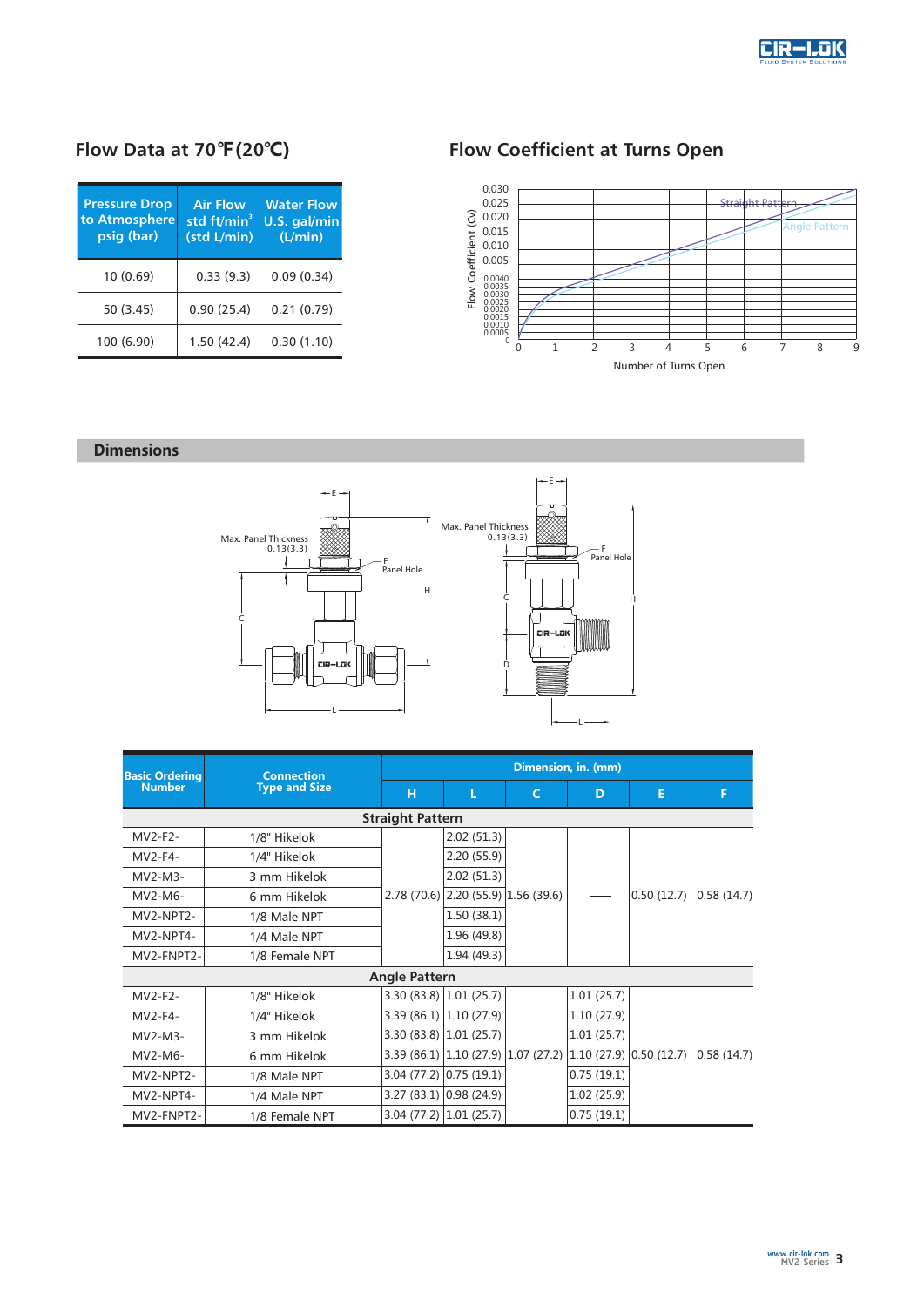## Flow Data at 70℉(20℃)

| Pressure Drop to Atmosphere psig (bar) | Air Flow std ft/min³ (std L/min) | Water Flow U.S. gal/min (L/min) |
|---|---|---|
| 10 (0.69) | 0.33 (9.3) | 0.09 (0.34) |
| 50 (3.45) | 0.90 (25.4) | 0.21 (0.79) |
| 100 (6.90) | 1.50 (42.4) | 0.30 (1.10) |

## Flow Coefficient at Turns Open

Flow Coefficient (Cv)

Straight Pattern

Angle Pattern

Number of Turns Open

## Dimensions

Max. Panel Thickness 0.13(3.3)

F Panel Hole

| Basic Ordering Number | Connection Type and Size | Dimension, in. (mm) | | | | | |
|---|---|---|---|---|---|---|---|
| | | H | L | C | D | E | F |
| **Straight Pattern** | | | | | | | |
| MV2-F2- | 1/8" Hikelok | 2.78 (70.6) | 2.02 (51.3) | 1.56 (39.6) | — | 0.50 (12.7) | 0.58 (14.7) |
| MV2-F4- | 1/4" Hikelok | 2.78 (70.6) | 2.20 (55.9) | 1.56 (39.6) | — | 0.50 (12.7) | 0.58 (14.7) |
| MV2-M3- | 3 mm Hikelok | 2.78 (70.6) | 2.02 (51.3) | 1.56 (39.6) | — | 0.50 (12.7) | 0.58 (14.7) |
| MV2-M6- | 6 mm Hikelok | 2.78 (70.6) | 2.20 (55.9) | 1.56 (39.6) | — | 0.50 (12.7) | 0.58 (14.7) |
| MV2-NPT2- | 1/8 Male NPT | 2.78 (70.6) | 1.50 (38.1) | 1.56 (39.6) | — | 0.50 (12.7) | 0.58 (14.7) |
| MV2-NPT4- | 1/4 Male NPT | 2.78 (70.6) | 1.96 (49.8) | 1.56 (39.6) | — | 0.50 (12.7) | 0.58 (14.7) |
| MV2-FNPT2- | 1/8 Female NPT | 2.78 (70.6) | 1.94 (49.3) | 1.56 (39.6) | — | 0.50 (12.7) | 0.58 (14.7) |
| **Angle Pattern** | | | | | | | |
| MV2-F2- | 1/8" Hikelok | 3.30 (83.8) | 1.01 (25.7) | 1.07 (27.2) | 1.01 (25.7) | 0.50 (12.7) | 0.58 (14.7) |
| MV2-F4- | 1/4" Hikelok | 3.39 (86.1) | 1.10 (27.9) | 1.07 (27.2) | 1.10 (27.9) | 0.50 (12.7) | 0.58 (14.7) |
| MV2-M3- | 3 mm Hikelok | 3.30 (83.8) | 1.01 (25.7) | 1.07 (27.2) | 1.01 (25.7) | 0.50 (12.7) | 0.58 (14.7) |
| MV2-M6- | 6 mm Hikelok | 3.39 (86.1) | 1.10 (27.9) | 1.07 (27.2) | 1.10 (27.9) | 0.50 (12.7) | 0.58 (14.7) |
| MV2-NPT2- | 1/8 Male NPT | 3.04 (77.2) | 0.75 (19.1) | 1.07 (27.2) | 0.75 (19.1) | 0.50 (12.7) | 0.58 (14.7) |
| MV2-NPT4- | 1/4 Male NPT | 3.27 (83.1) | 0.98 (24.9) | 1.07 (27.2) | 1.02 (25.9) | 0.50 (12.7) | 0.58 (14.7) |
| MV2-FNPT2- | 1/8 Female NPT | 3.04 (77.2) | 1.01 (25.7) | 1.07 (27.2) | 0.75 (19.1) | 0.50 (12.7) | 0.58 (14.7) |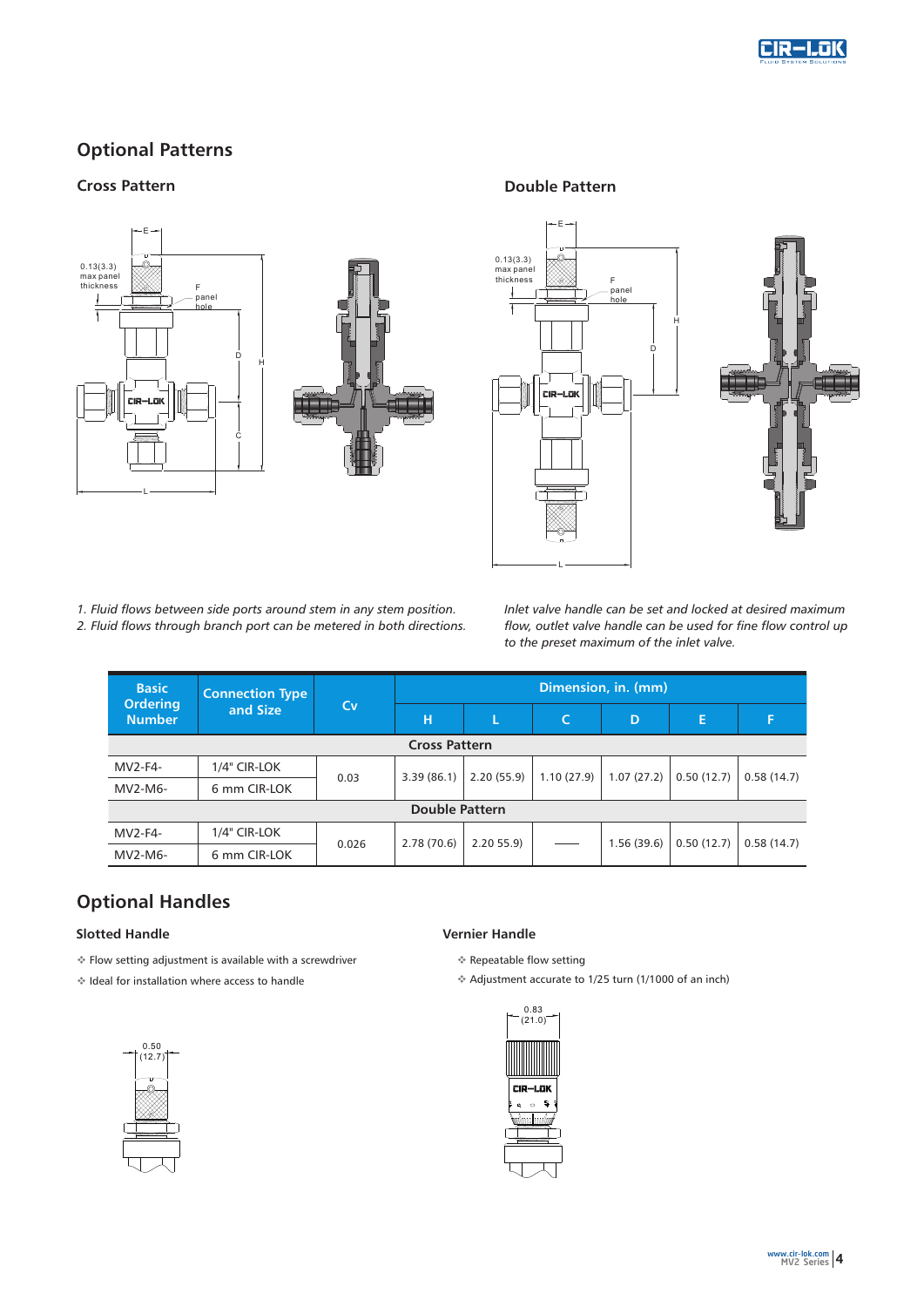## Optional Patterns

### Cross Pattern

1. *Fluid flows between side ports around stem in any stem position.*
2. *Fluid flows through branch port can be metered in both directions.*

### Double Pattern

*Inlet valve handle can be set and locked at desired maximum flow, outlet valve handle can be used for fine flow control up to the preset maximum of the inlet valve.*

| Basic Ordering Number | Connection Type and Size | Cv | Dimension, in. (mm) | | | | | |
|---|---|---|---|---|---|---|---|---|
| | | | H | L | C | D | E | F |
| **Cross Pattern** | | | | | | | | |
| MV2-F4- | 1/4" CIR-LOK | 0.03 | 3.39 (86.1) | 2.20 (55.9) | 1.10 (27.9) | 1.07 (27.2) | 0.50 (12.7) | 0.58 (14.7) |
| MV2-M6- | 6 mm CIR-LOK | | | | | | | |
| **Double Pattern** | | | | | | | | |
| MV2-F4- | 1/4" CIR-LOK | 0.026 | 2.78 (70.6) | 2.20 55.9) | —— | 1.56 (39.6) | 0.50 (12.7) | 0.58 (14.7) |
| MV2-M6- | 6 mm CIR-LOK | | | | | | | |

## Optional Handles

### Slotted Handle

- Flow setting adjustment is available with a screwdriver
- Ideal for installation where access to handle

### Vernier Handle

- Repeatable flow setting
- Adjustment accurate to 1/25 turn (1/1000 of an inch)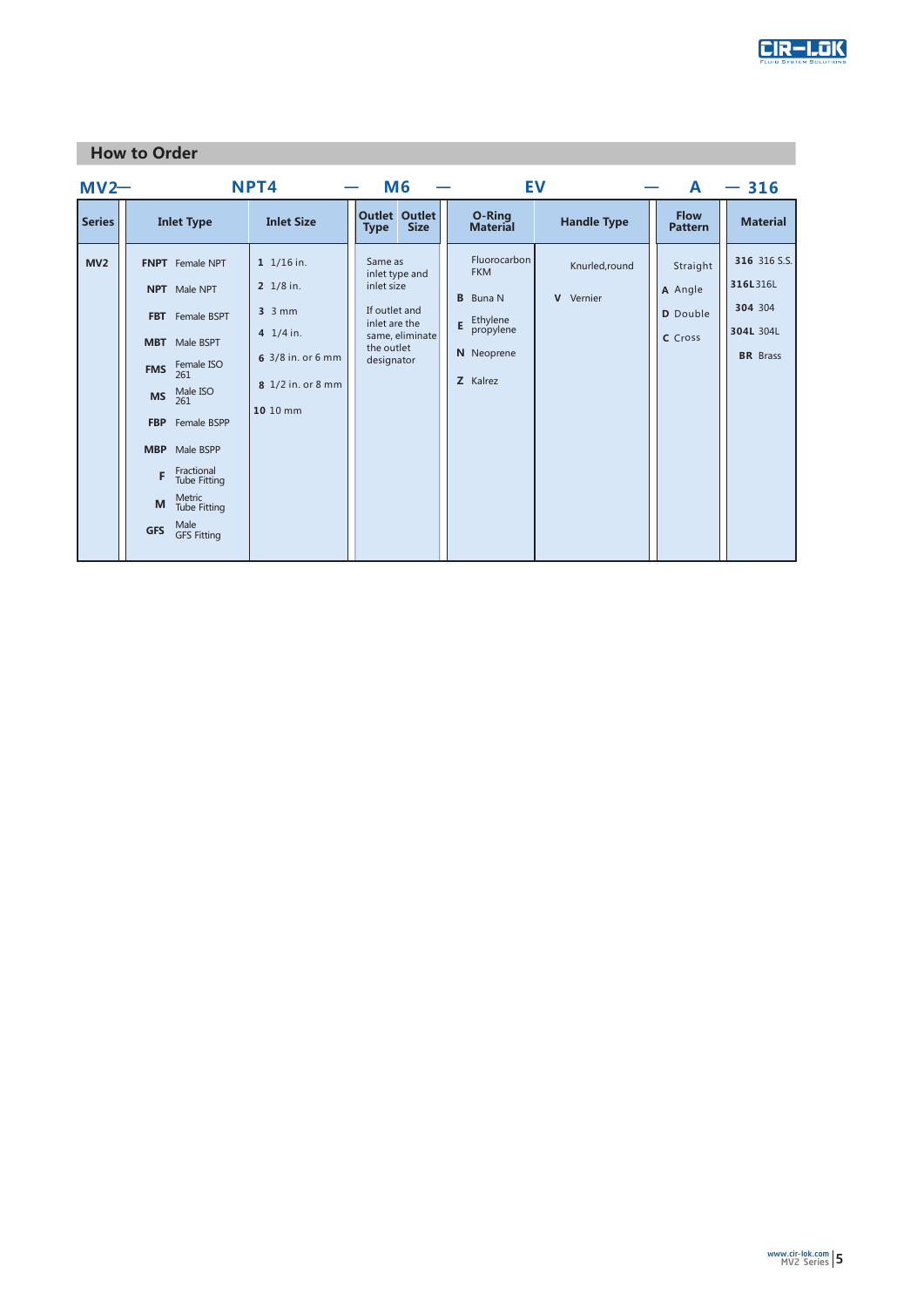## How to Order

MV2— NPT4 — M6 — EV — A — 316

| Series | Inlet Type | Inlet Size | Outlet Type | Outlet Size | O-Ring Material | Handle Type | Flow Pattern | Material |
|---|---|---|---|---|---|---|---|---|
| MV2 | **FNPT** Female NPT<br>**NPT** Male NPT<br>**FBT** Female BSPT<br>**MBT** Male BSPT<br>**FMS** Female ISO 261<br>**MS** Male ISO 261<br>**FBP** Female BSPP<br>**MBP** Male BSPP<br>**F** Fractional Tube Fitting<br>**M** Metric Tube Fitting<br>**GFS** Male GFS Fitting | **1** 1/16 in.<br>**2** 1/8 in.<br>**3** 3 mm<br>**4** 1/4 in.<br>**6** 3/8 in. or 6 mm<br>**8** 1/2 in. or 8 mm<br>**10** 10 mm | Same as inlet type and inlet size<br>If outlet and inlet are the same, eliminate the outlet designator | | Fluorocarbon FKM<br>**B** Buna N<br>**E** Ethylene propylene<br>**N** Neoprene<br>**Z** Kalrez | Knurled,round<br>**V** Vernier | Straight<br>**A** Angle<br>**D** Double<br>**C** Cross | **316** 316 S.S.<br>**316L** 316L<br>**304** 304<br>**304L** 304L<br>**BR** Brass |